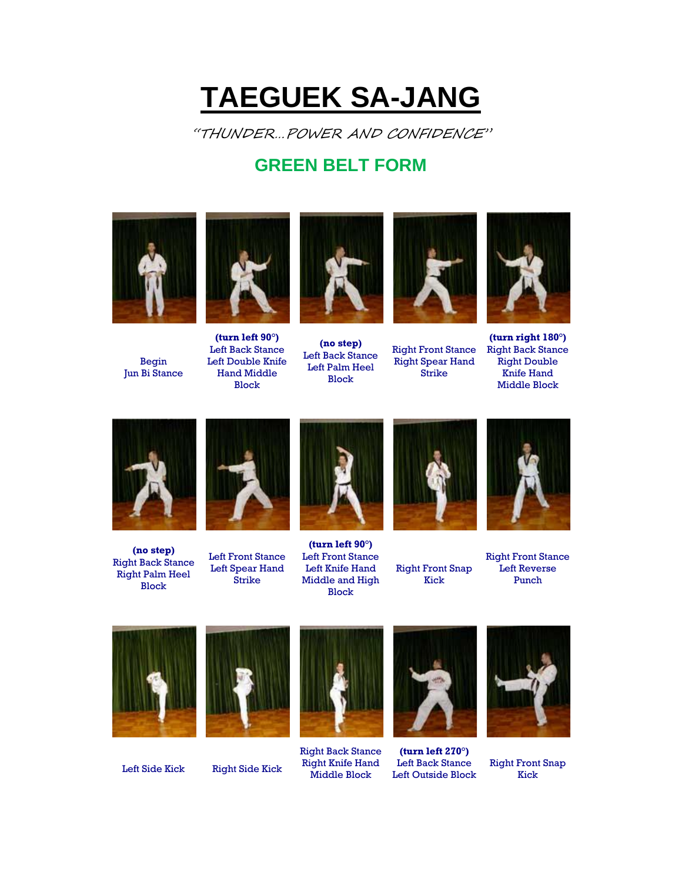# TAEGUEK SA-JANG

*"THUNDER...POWER AND CONFIDENCE"*

## GREEN BELT FORM

Begin
Jun Bi Stance

**(turn left 90°)**
Left Back Stance
Left Double Knife Hand Middle Block

**(no step)**
Left Back Stance
Left Palm Heel Block

Right Front Stance
Right Spear Hand Strike

**(turn right 180°)**
Right Back Stance
Right Double Knife Hand Middle Block

**(no step)**
Right Back Stance
Right Palm Heel Block

Left Front Stance
Left Spear Hand Strike

**(turn left 90°)**
Left Front Stance
Left Knife Hand Middle and High Block

Right Front Snap Kick

Right Front Stance
Left Reverse Punch

Left Side Kick

Right Side Kick

Right Back Stance
Right Knife Hand Middle Block

**(turn left 270°)**
Left Back Stance
Left Outside Block

Right Front Snap Kick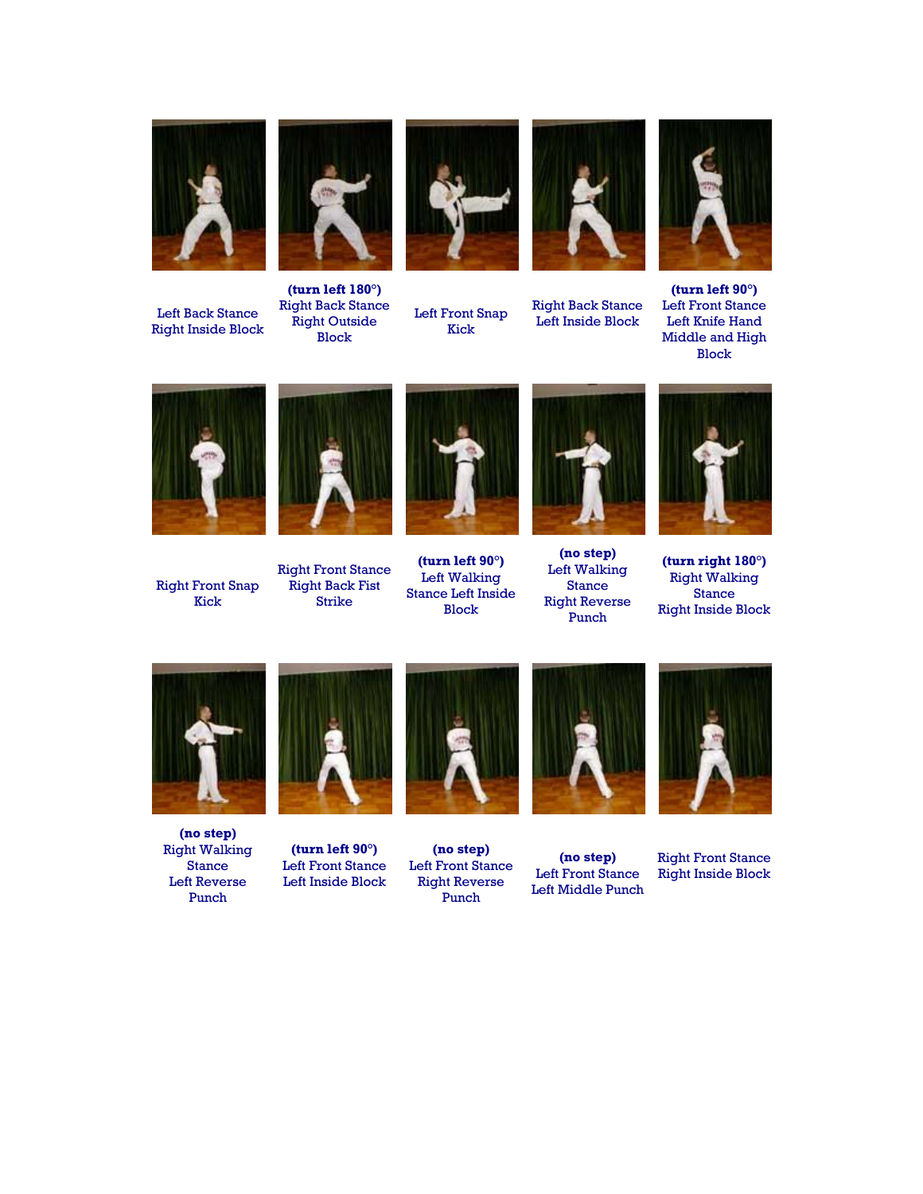Left Back Stance
Right Inside Block

**(turn left 180°)**
Right Back Stance
Right Outside Block

Left Front Snap Kick

Right Back Stance
Left Inside Block

**(turn left 90°)**
Left Front Stance
Left Knife Hand Middle and High Block

Right Front Snap Kick

Right Front Stance
Right Back Fist Strike

**(turn left 90°)**
Left Walking Stance Left Inside Block

**(no step)**
Left Walking Stance
Right Reverse Punch

**(turn right 180°)**
Right Walking Stance
Right Inside Block

**(no step)**
Right Walking Stance
Left Reverse Punch

**(turn left 90°)**
Left Front Stance
Left Inside Block

**(no step)**
Left Front Stance
Right Reverse Punch

**(no step)**
Left Front Stance
Left Middle Punch

Right Front Stance
Right Inside Block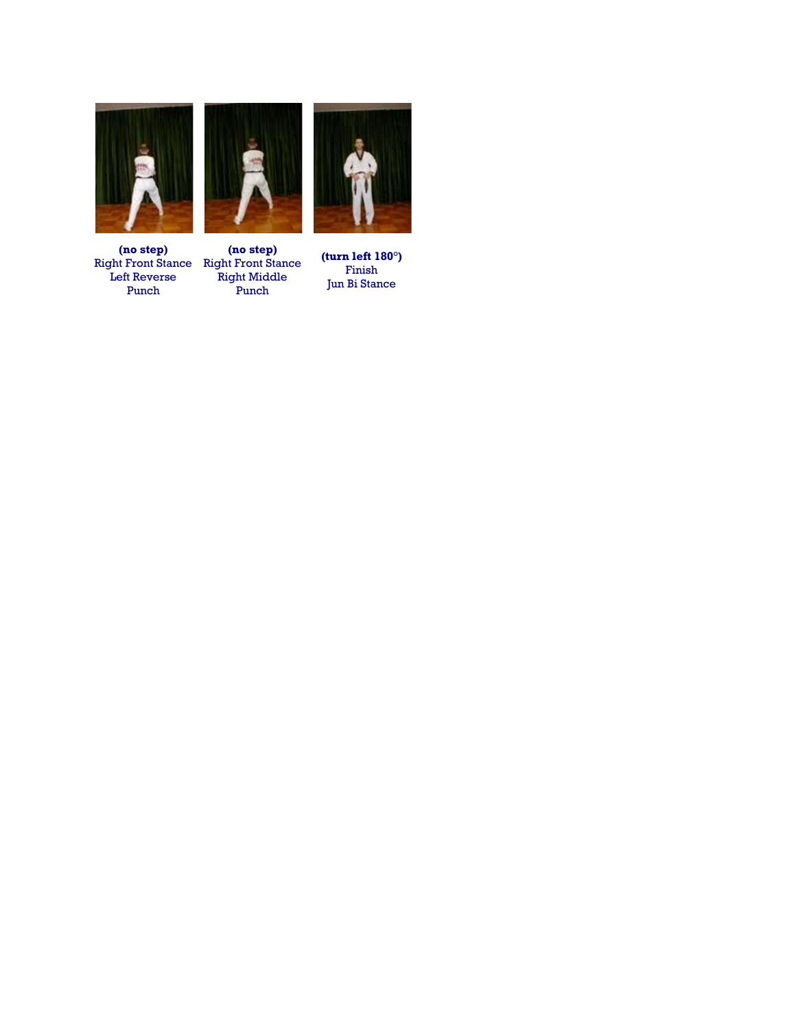**(no step)**
Right Front Stance
Left Reverse
Punch

**(no step)**
Right Front Stance
Right Middle
Punch

**(turn left 180°)**
Finish
Jun Bi Stance